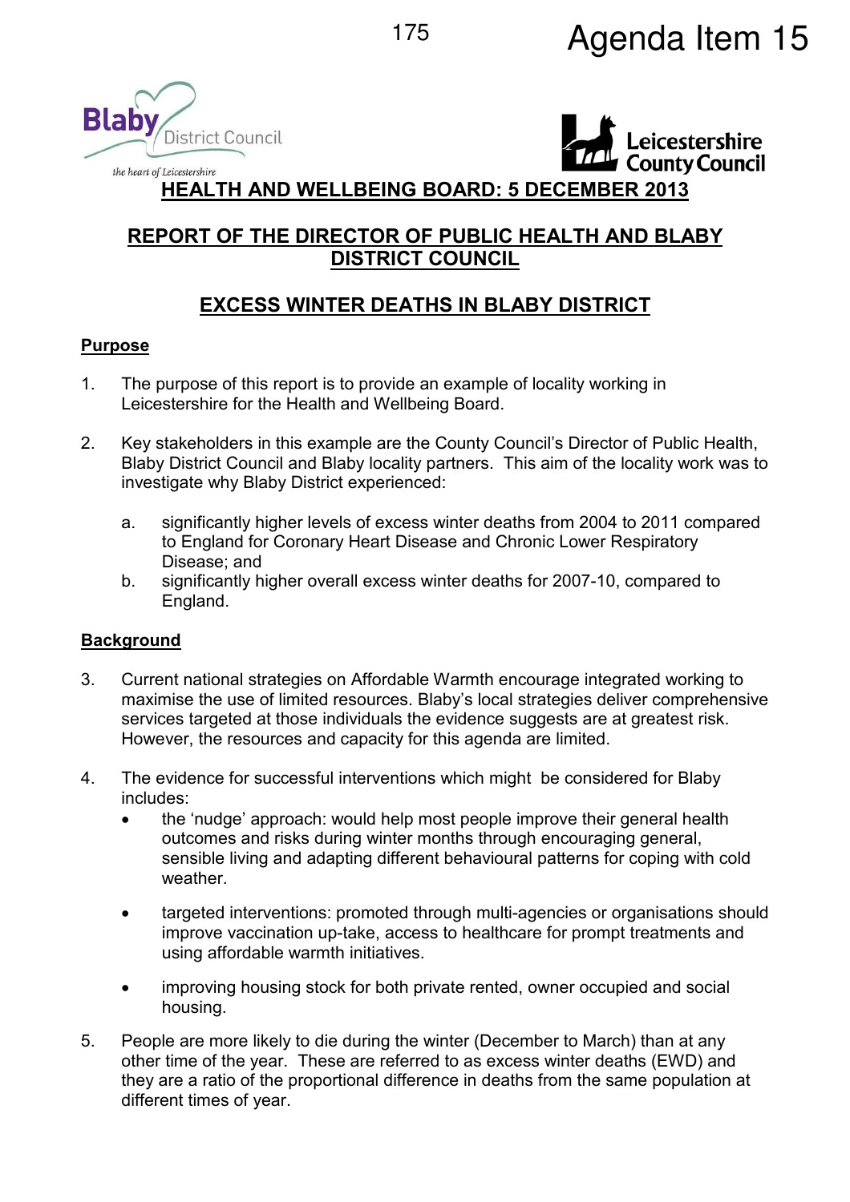Agenda Item 15

# HEALTH AND WELLBEING BOARD: 5 DECEMBER 2013

## REPORT OF THE DIRECTOR OF PUBLIC HEALTH AND BLABY DISTRICT COUNCIL

## EXCESS WINTER DEATHS IN BLABY DISTRICT

### Purpose

1. The purpose of this report is to provide an example of locality working in Leicestershire for the Health and Wellbeing Board.

2. Key stakeholders in this example are the County Council's Director of Public Health, Blaby District Council and Blaby locality partners. This aim of the locality work was to investigate why Blaby District experienced:

   a. significantly higher levels of excess winter deaths from 2004 to 2011 compared to England for Coronary Heart Disease and Chronic Lower Respiratory Disease; and

   b. significantly higher overall excess winter deaths for 2007-10, compared to England.

### Background

3. Current national strategies on Affordable Warmth encourage integrated working to maximise the use of limited resources. Blaby's local strategies deliver comprehensive services targeted at those individuals the evidence suggests are at greatest risk. However, the resources and capacity for this agenda are limited.

4. The evidence for successful interventions which might be considered for Blaby includes:

   - the 'nudge' approach: would help most people improve their general health outcomes and risks during winter months through encouraging general, sensible living and adapting different behavioural patterns for coping with cold weather.

   - targeted interventions: promoted through multi-agencies or organisations should improve vaccination up-take, access to healthcare for prompt treatments and using affordable warmth initiatives.

   - improving housing stock for both private rented, owner occupied and social housing.

5. People are more likely to die during the winter (December to March) than at any other time of the year. These are referred to as excess winter deaths (EWD) and they are a ratio of the proportional difference in deaths from the same population at different times of year.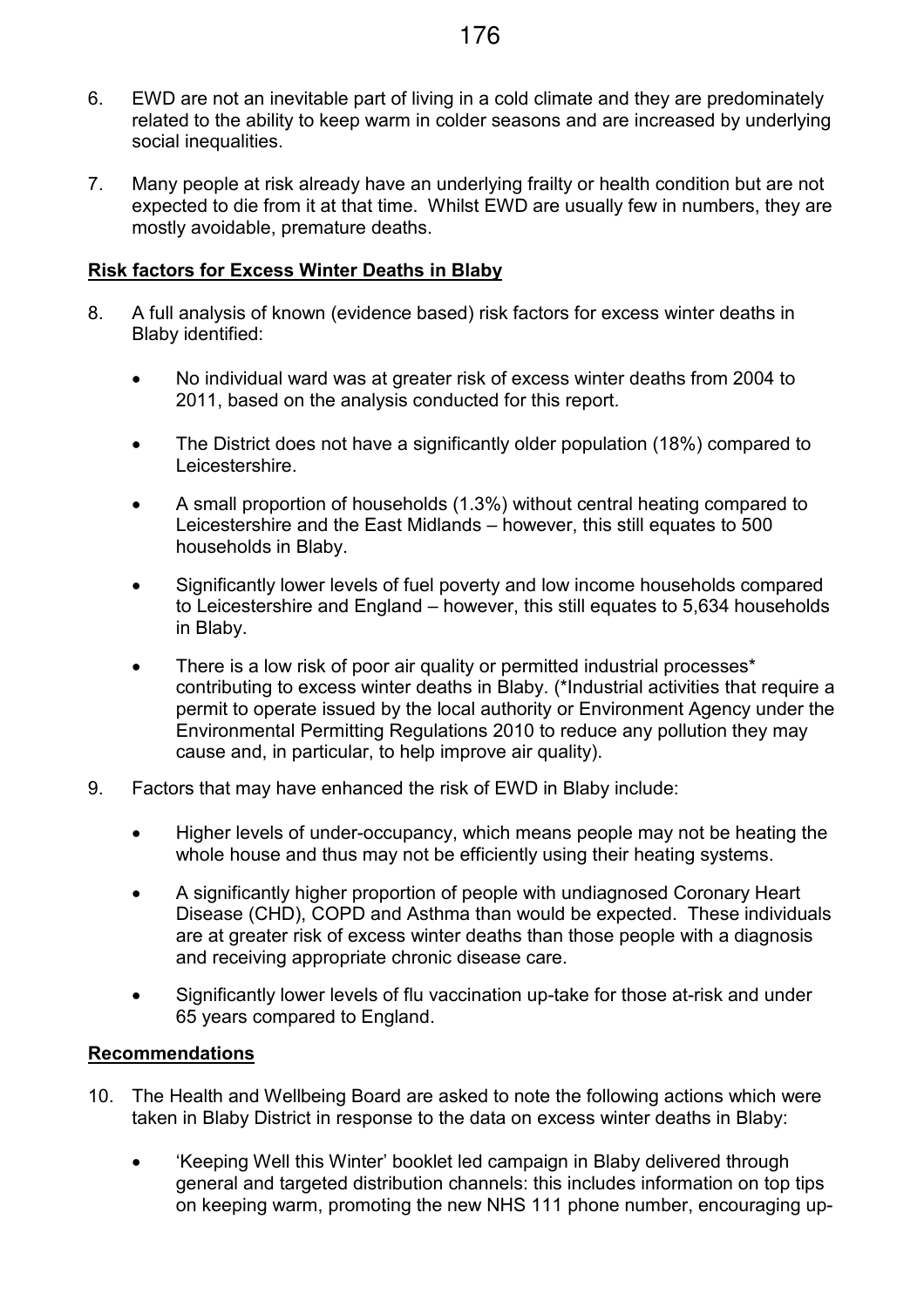6. EWD are not an inevitable part of living in a cold climate and they are predominately related to the ability to keep warm in colder seasons and are increased by underlying social inequalities.

7. Many people at risk already have an underlying frailty or health condition but are not expected to die from it at that time. Whilst EWD are usually few in numbers, they are mostly avoidable, premature deaths.

**Risk factors for Excess Winter Deaths in Blaby**

8. A full analysis of known (evidence based) risk factors for excess winter deaths in Blaby identified:

   - No individual ward was at greater risk of excess winter deaths from 2004 to 2011, based on the analysis conducted for this report.
   - The District does not have a significantly older population (18%) compared to Leicestershire.
   - A small proportion of households (1.3%) without central heating compared to Leicestershire and the East Midlands – however, this still equates to 500 households in Blaby.
   - Significantly lower levels of fuel poverty and low income households compared to Leicestershire and England – however, this still equates to 5,634 households in Blaby.
   - There is a low risk of poor air quality or permitted industrial processes* contributing to excess winter deaths in Blaby. (*Industrial activities that require a permit to operate issued by the local authority or Environment Agency under the Environmental Permitting Regulations 2010 to reduce any pollution they may cause and, in particular, to help improve air quality).

9. Factors that may have enhanced the risk of EWD in Blaby include:

   - Higher levels of under-occupancy, which means people may not be heating the whole house and thus may not be efficiently using their heating systems.
   - A significantly higher proportion of people with undiagnosed Coronary Heart Disease (CHD), COPD and Asthma than would be expected. These individuals are at greater risk of excess winter deaths than those people with a diagnosis and receiving appropriate chronic disease care.
   - Significantly lower levels of flu vaccination up-take for those at-risk and under 65 years compared to England.

**Recommendations**

10. The Health and Wellbeing Board are asked to note the following actions which were taken in Blaby District in response to the data on excess winter deaths in Blaby:

   - 'Keeping Well this Winter' booklet led campaign in Blaby delivered through general and targeted distribution channels: this includes information on top tips on keeping warm, promoting the new NHS 111 phone number, encouraging up-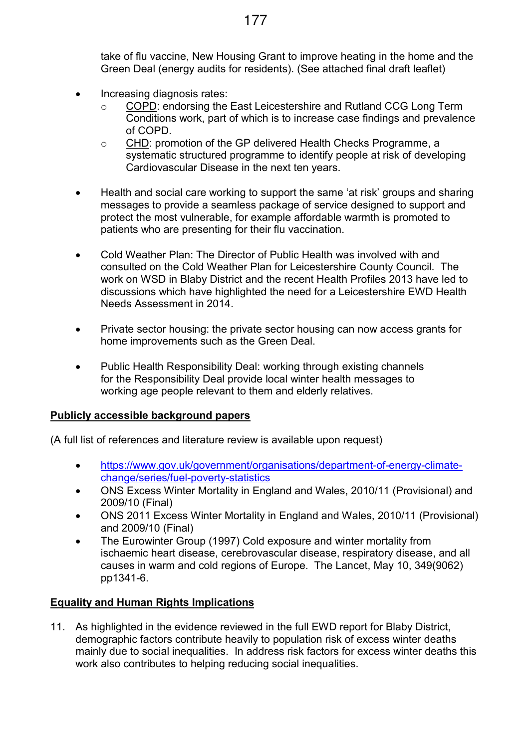take of flu vaccine, New Housing Grant to improve heating in the home and the Green Deal (energy audits for residents). (See attached final draft leaflet)

- Increasing diagnosis rates:
  - COPD: endorsing the East Leicestershire and Rutland CCG Long Term Conditions work, part of which is to increase case findings and prevalence of COPD.
  - CHD: promotion of the GP delivered Health Checks Programme, a systematic structured programme to identify people at risk of developing Cardiovascular Disease in the next ten years.

- Health and social care working to support the same 'at risk' groups and sharing messages to provide a seamless package of service designed to support and protect the most vulnerable, for example affordable warmth is promoted to patients who are presenting for their flu vaccination.

- Cold Weather Plan: The Director of Public Health was involved with and consulted on the Cold Weather Plan for Leicestershire County Council. The work on WSD in Blaby District and the recent Health Profiles 2013 have led to discussions which have highlighted the need for a Leicestershire EWD Health Needs Assessment in 2014.

- Private sector housing: the private sector housing can now access grants for home improvements such as the Green Deal.

- Public Health Responsibility Deal: working through existing channels for the Responsibility Deal provide local winter health messages to working age people relevant to them and elderly relatives.

**Publicly accessible background papers**

(A full list of references and literature review is available upon request)

- https://www.gov.uk/government/organisations/department-of-energy-climate-change/series/fuel-poverty-statistics
- ONS Excess Winter Mortality in England and Wales, 2010/11 (Provisional) and 2009/10 (Final)
- ONS 2011 Excess Winter Mortality in England and Wales, 2010/11 (Provisional) and 2009/10 (Final)
- The Eurowinter Group (1997) Cold exposure and winter mortality from ischaemic heart disease, cerebrovascular disease, respiratory disease, and all causes in warm and cold regions of Europe. The Lancet, May 10, 349(9062) pp1341-6.

**Equality and Human Rights Implications**

11. As highlighted in the evidence reviewed in the full EWD report for Blaby District, demographic factors contribute heavily to population risk of excess winter deaths mainly due to social inequalities. In address risk factors for excess winter deaths this work also contributes to helping reducing social inequalities.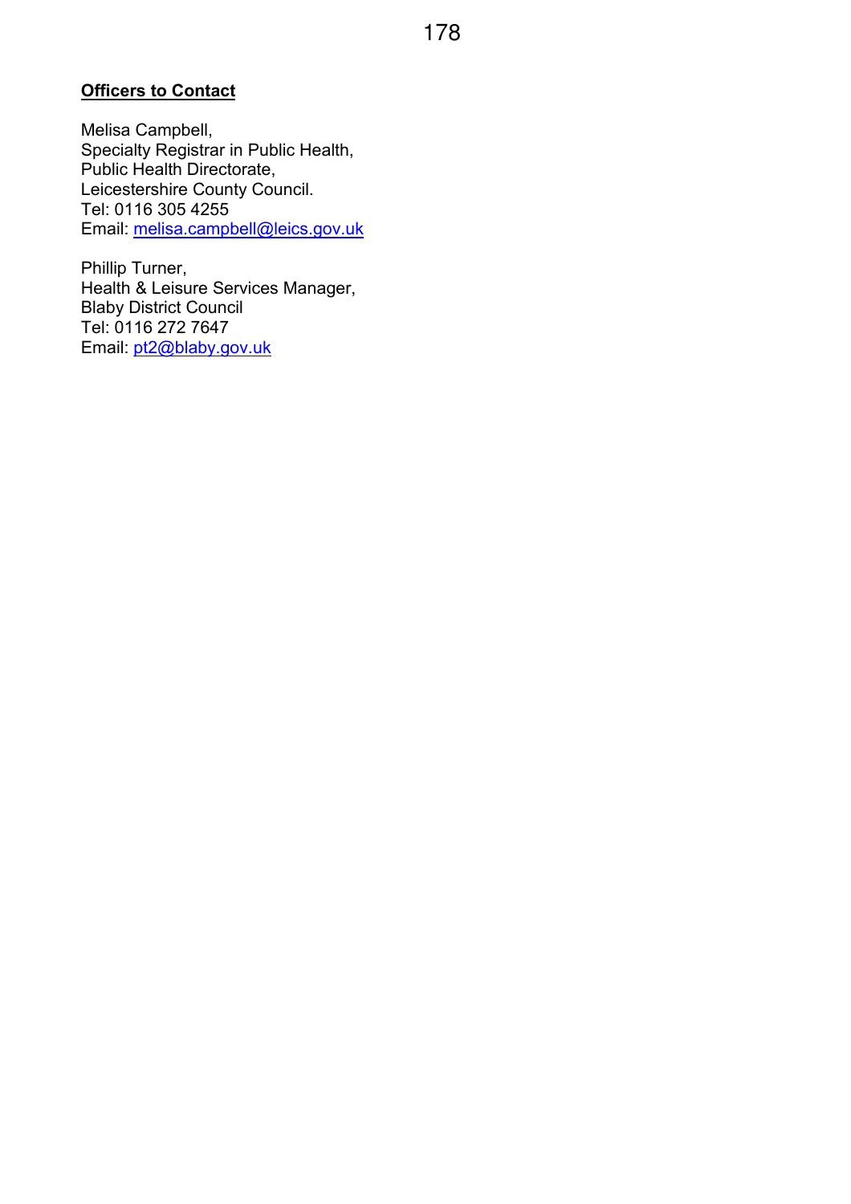**Officers to Contact**

Melisa Campbell,
Specialty Registrar in Public Health,
Public Health Directorate,
Leicestershire County Council.
Tel: 0116 305 4255
Email: melisa.campbell@leics.gov.uk

Phillip Turner,
Health & Leisure Services Manager,
Blaby District Council
Tel: 0116 272 7647
Email: pt2@blaby.gov.uk